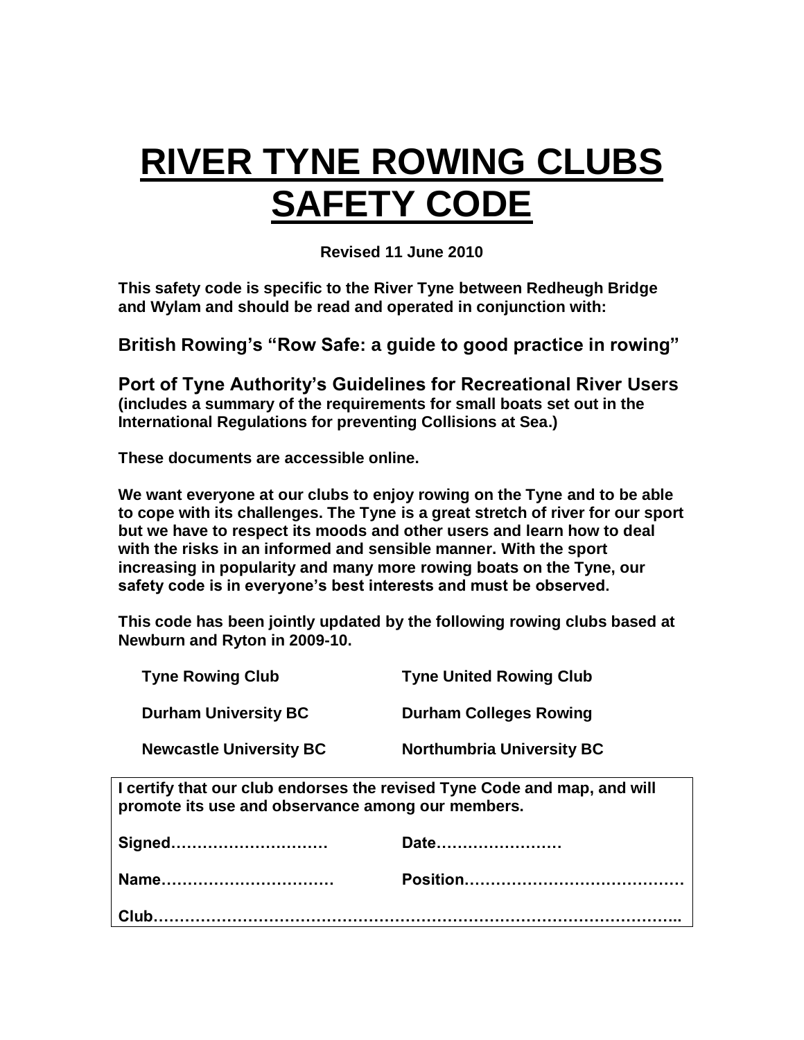# RIVER TYNE ROWING CLUBS SAFETY CODE

**Revised 11 June 2010**

**This safety code is specific to the River Tyne between Redheugh Bridge and Wylam and should be read and operated in conjunction with:**

**British Rowing's "Row Safe: a guide to good practice in rowing"**

**Port of Tyne Authority's Guidelines for Recreational River Users**
**(includes a summary of the requirements for small boats set out in the International Regulations for preventing Collisions at Sea.)**

**These documents are accessible online.**

**We want everyone at our clubs to enjoy rowing on the Tyne and to be able to cope with its challenges. The Tyne is a great stretch of river for our sport but we have to respect its moods and other users and learn how to deal with the risks in an informed and sensible manner. With the sport increasing in popularity and many more rowing boats on the Tyne, our safety code is in everyone's best interests and must be observed.**

**This code has been jointly updated by the following rowing clubs based at Newburn and Ryton in 2009-10.**

| | |
|---|---|
| **Tyne Rowing Club** | **Tyne United Rowing Club** |
| **Durham University BC** | **Durham Colleges Rowing** |
| **Newcastle University BC** | **Northumbria University BC** |

**I certify that our club endorses the revised Tyne Code and map, and will promote its use and observance among our members.**

**Signed…………………………** **Date……………………**

**Name……………………………** **Position……………………………………**

**Club……………………………………………………………………………………..**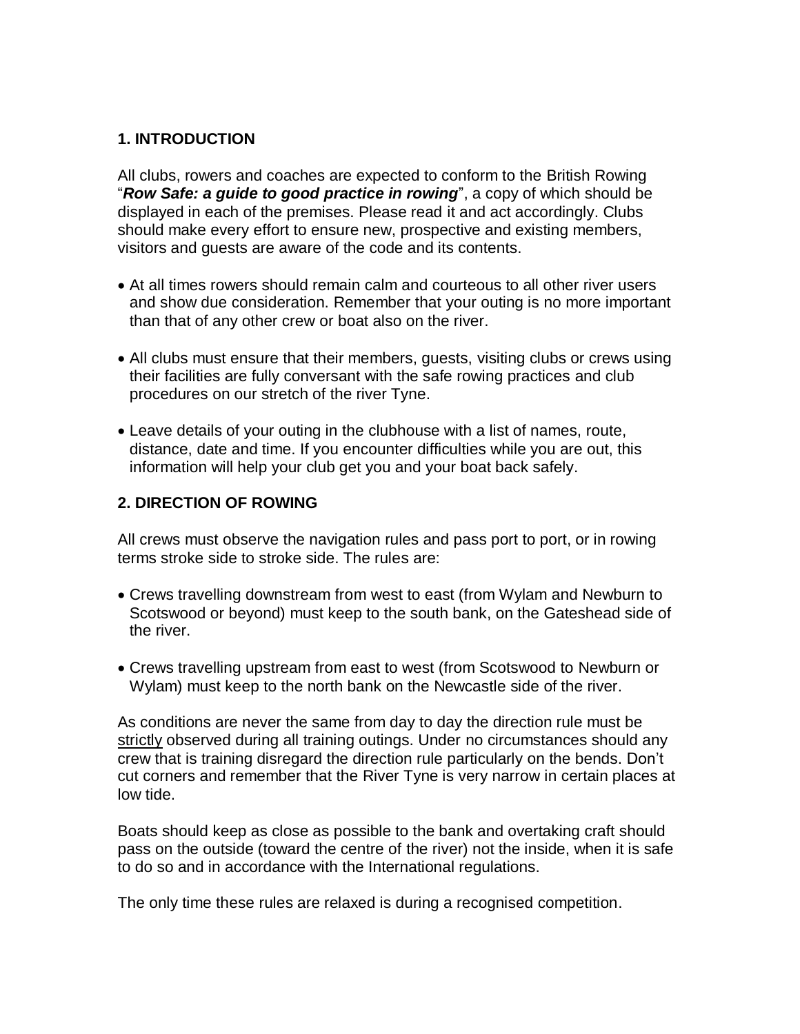## 1. INTRODUCTION

All clubs, rowers and coaches are expected to conform to the British Rowing "***Row Safe: a guide to good practice in rowing***", a copy of which should be displayed in each of the premises. Please read it and act accordingly. Clubs should make every effort to ensure new, prospective and existing members, visitors and guests are aware of the code and its contents.

- At all times rowers should remain calm and courteous to all other river users and show due consideration. Remember that your outing is no more important than that of any other crew or boat also on the river.
- All clubs must ensure that their members, guests, visiting clubs or crews using their facilities are fully conversant with the safe rowing practices and club procedures on our stretch of the river Tyne.
- Leave details of your outing in the clubhouse with a list of names, route, distance, date and time. If you encounter difficulties while you are out, this information will help your club get you and your boat back safely.

## 2. DIRECTION OF ROWING

All crews must observe the navigation rules and pass port to port, or in rowing terms stroke side to stroke side. The rules are:

- Crews travelling downstream from west to east (from Wylam and Newburn to Scotswood or beyond) must keep to the south bank, on the Gateshead side of the river.
- Crews travelling upstream from east to west (from Scotswood to Newburn or Wylam) must keep to the north bank on the Newcastle side of the river.

As conditions are never the same from day to day the direction rule must be <u>strictly</u> observed during all training outings. Under no circumstances should any crew that is training disregard the direction rule particularly on the bends. Don't cut corners and remember that the River Tyne is very narrow in certain places at low tide.

Boats should keep as close as possible to the bank and overtaking craft should pass on the outside (toward the centre of the river) not the inside, when it is safe to do so and in accordance with the International regulations.

The only time these rules are relaxed is during a recognised competition.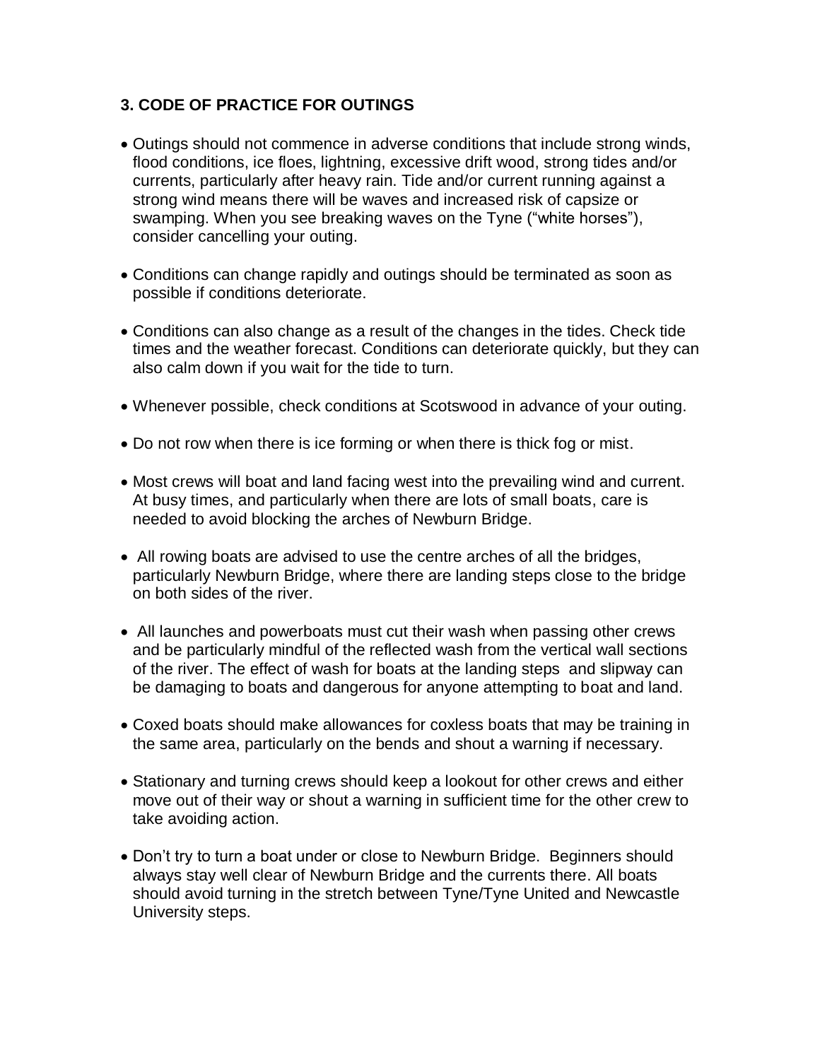## 3. CODE OF PRACTICE FOR OUTINGS

- Outings should not commence in adverse conditions that include strong winds, flood conditions, ice floes, lightning, excessive drift wood, strong tides and/or currents, particularly after heavy rain. Tide and/or current running against a strong wind means there will be waves and increased risk of capsize or swamping. When you see breaking waves on the Tyne ("white horses"), consider cancelling your outing.

- Conditions can change rapidly and outings should be terminated as soon as possible if conditions deteriorate.

- Conditions can also change as a result of the changes in the tides. Check tide times and the weather forecast. Conditions can deteriorate quickly, but they can also calm down if you wait for the tide to turn.

- Whenever possible, check conditions at Scotswood in advance of your outing.

- Do not row when there is ice forming or when there is thick fog or mist.

- Most crews will boat and land facing west into the prevailing wind and current. At busy times, and particularly when there are lots of small boats, care is needed to avoid blocking the arches of Newburn Bridge.

- All rowing boats are advised to use the centre arches of all the bridges, particularly Newburn Bridge, where there are landing steps close to the bridge on both sides of the river.

- All launches and powerboats must cut their wash when passing other crews and be particularly mindful of the reflected wash from the vertical wall sections of the river. The effect of wash for boats at the landing steps and slipway can be damaging to boats and dangerous for anyone attempting to boat and land.

- Coxed boats should make allowances for coxless boats that may be training in the same area, particularly on the bends and shout a warning if necessary.

- Stationary and turning crews should keep a lookout for other crews and either move out of their way or shout a warning in sufficient time for the other crew to take avoiding action.

- Don't try to turn a boat under or close to Newburn Bridge. Beginners should always stay well clear of Newburn Bridge and the currents there. All boats should avoid turning in the stretch between Tyne/Tyne United and Newcastle University steps.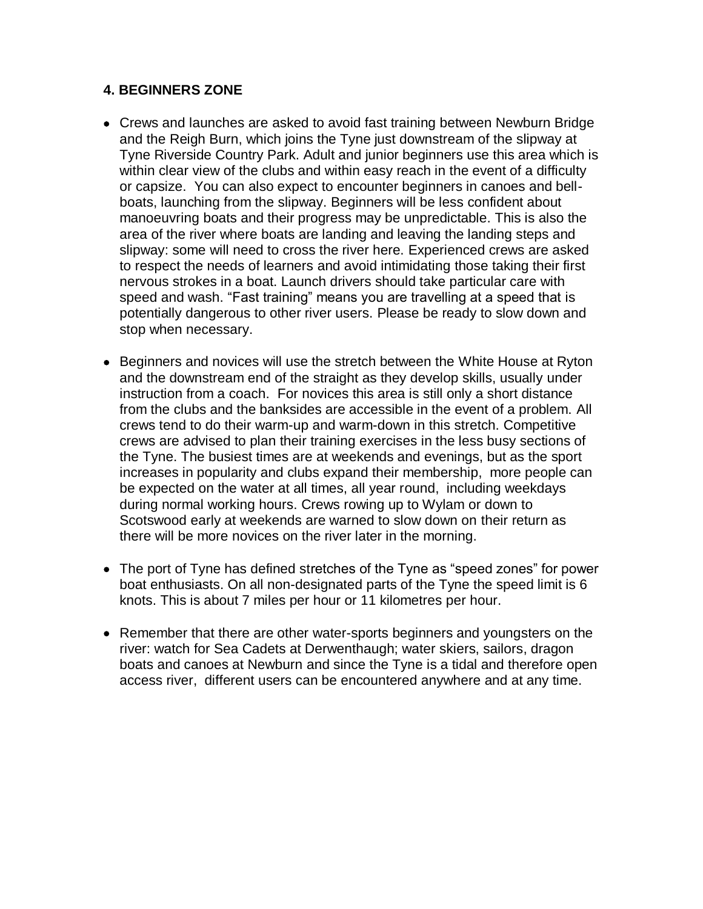## 4. BEGINNERS ZONE

- Crews and launches are asked to avoid fast training between Newburn Bridge and the Reigh Burn, which joins the Tyne just downstream of the slipway at Tyne Riverside Country Park. Adult and junior beginners use this area which is within clear view of the clubs and within easy reach in the event of a difficulty or capsize. You can also expect to encounter beginners in canoes and bell-boats, launching from the slipway. Beginners will be less confident about manoeuvring boats and their progress may be unpredictable. This is also the area of the river where boats are landing and leaving the landing steps and slipway: some will need to cross the river here. Experienced crews are asked to respect the needs of learners and avoid intimidating those taking their first nervous strokes in a boat. Launch drivers should take particular care with speed and wash. "Fast training" means you are travelling at a speed that is potentially dangerous to other river users. Please be ready to slow down and stop when necessary.

- Beginners and novices will use the stretch between the White House at Ryton and the downstream end of the straight as they develop skills, usually under instruction from a coach. For novices this area is still only a short distance from the clubs and the banksides are accessible in the event of a problem. All crews tend to do their warm-up and warm-down in this stretch. Competitive crews are advised to plan their training exercises in the less busy sections of the Tyne. The busiest times are at weekends and evenings, but as the sport increases in popularity and clubs expand their membership, more people can be expected on the water at all times, all year round, including weekdays during normal working hours. Crews rowing up to Wylam or down to Scotswood early at weekends are warned to slow down on their return as there will be more novices on the river later in the morning.

- The port of Tyne has defined stretches of the Tyne as "speed zones" for power boat enthusiasts. On all non-designated parts of the Tyne the speed limit is 6 knots. This is about 7 miles per hour or 11 kilometres per hour.

- Remember that there are other water-sports beginners and youngsters on the river: watch for Sea Cadets at Derwenthaugh; water skiers, sailors, dragon boats and canoes at Newburn and since the Tyne is a tidal and therefore open access river, different users can be encountered anywhere and at any time.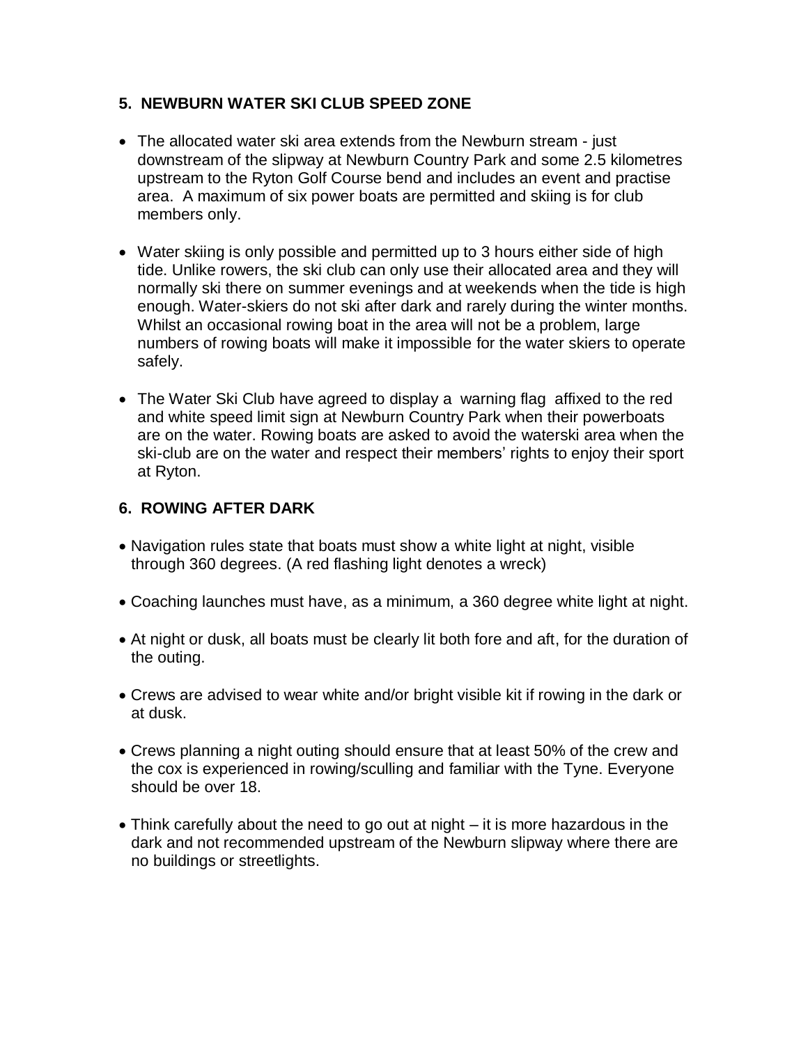## 5. NEWBURN WATER SKI CLUB SPEED ZONE

- The allocated water ski area extends from the Newburn stream - just downstream of the slipway at Newburn Country Park and some 2.5 kilometres upstream to the Ryton Golf Course bend and includes an event and practise area. A maximum of six power boats are permitted and skiing is for club members only.
- Water skiing is only possible and permitted up to 3 hours either side of high tide. Unlike rowers, the ski club can only use their allocated area and they will normally ski there on summer evenings and at weekends when the tide is high enough. Water-skiers do not ski after dark and rarely during the winter months. Whilst an occasional rowing boat in the area will not be a problem, large numbers of rowing boats will make it impossible for the water skiers to operate safely.
- The Water Ski Club have agreed to display a warning flag affixed to the red and white speed limit sign at Newburn Country Park when their powerboats are on the water. Rowing boats are asked to avoid the waterski area when the ski-club are on the water and respect their members' rights to enjoy their sport at Ryton.

## 6. ROWING AFTER DARK

- Navigation rules state that boats must show a white light at night, visible through 360 degrees. (A red flashing light denotes a wreck)
- Coaching launches must have, as a minimum, a 360 degree white light at night.
- At night or dusk, all boats must be clearly lit both fore and aft, for the duration of the outing.
- Crews are advised to wear white and/or bright visible kit if rowing in the dark or at dusk.
- Crews planning a night outing should ensure that at least 50% of the crew and the cox is experienced in rowing/sculling and familiar with the Tyne. Everyone should be over 18.
- Think carefully about the need to go out at night – it is more hazardous in the dark and not recommended upstream of the Newburn slipway where there are no buildings or streetlights.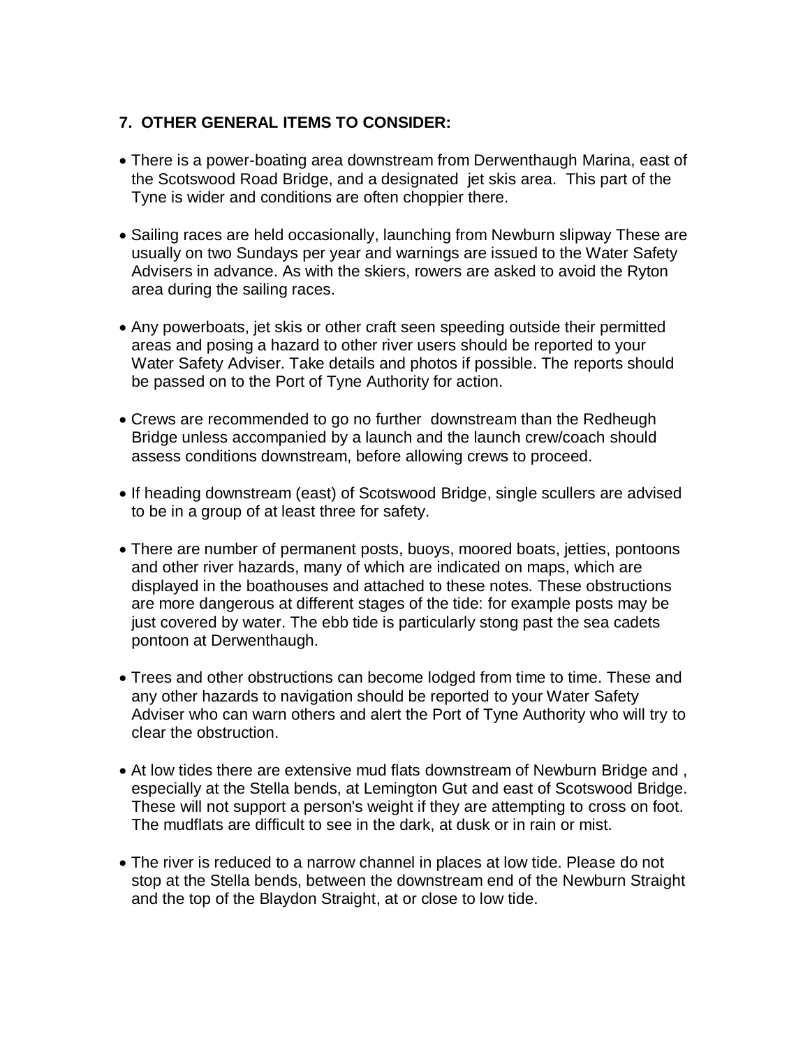## 7. OTHER GENERAL ITEMS TO CONSIDER:

- There is a power-boating area downstream from Derwenthaugh Marina, east of the Scotswood Road Bridge, and a designated jet skis area. This part of the Tyne is wider and conditions are often choppier there.
- Sailing races are held occasionally, launching from Newburn slipway These are usually on two Sundays per year and warnings are issued to the Water Safety Advisers in advance. As with the skiers, rowers are asked to avoid the Ryton area during the sailing races.
- Any powerboats, jet skis or other craft seen speeding outside their permitted areas and posing a hazard to other river users should be reported to your Water Safety Adviser. Take details and photos if possible. The reports should be passed on to the Port of Tyne Authority for action.
- Crews are recommended to go no further downstream than the Redheugh Bridge unless accompanied by a launch and the launch crew/coach should assess conditions downstream, before allowing crews to proceed.
- If heading downstream (east) of Scotswood Bridge, single scullers are advised to be in a group of at least three for safety.
- There are number of permanent posts, buoys, moored boats, jetties, pontoons and other river hazards, many of which are indicated on maps, which are displayed in the boathouses and attached to these notes. These obstructions are more dangerous at different stages of the tide: for example posts may be just covered by water. The ebb tide is particularly stong past the sea cadets pontoon at Derwenthaugh.
- Trees and other obstructions can become lodged from time to time. These and any other hazards to navigation should be reported to your Water Safety Adviser who can warn others and alert the Port of Tyne Authority who will try to clear the obstruction.
- At low tides there are extensive mud flats downstream of Newburn Bridge and , especially at the Stella bends, at Lemington Gut and east of Scotswood Bridge. These will not support a person's weight if they are attempting to cross on foot. The mudflats are difficult to see in the dark, at dusk or in rain or mist.
- The river is reduced to a narrow channel in places at low tide. Please do not stop at the Stella bends, between the downstream end of the Newburn Straight and the top of the Blaydon Straight, at or close to low tide.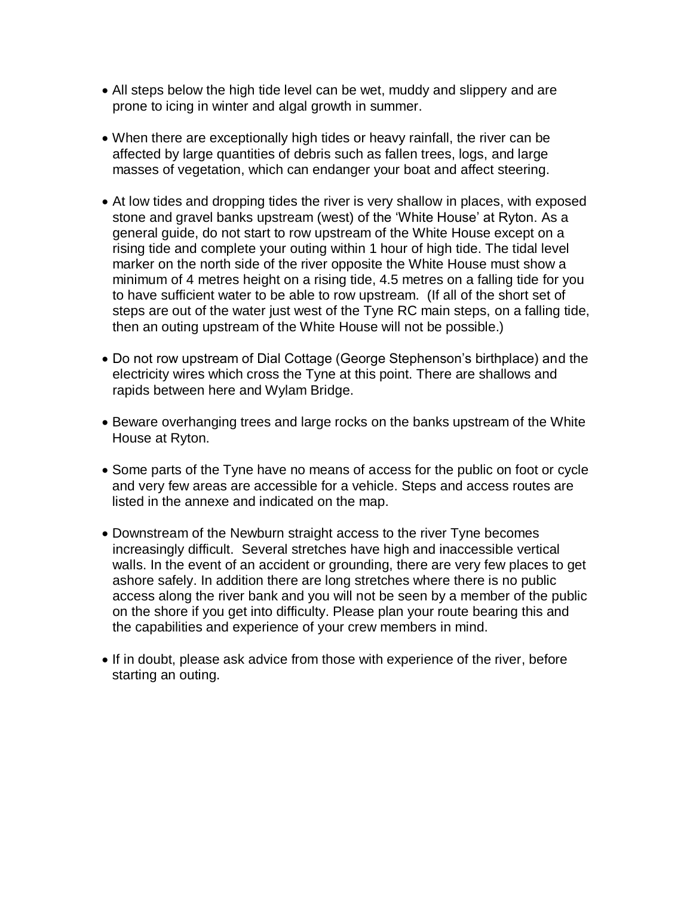- All steps below the high tide level can be wet, muddy and slippery and are prone to icing in winter and algal growth in summer.

- When there are exceptionally high tides or heavy rainfall, the river can be affected by large quantities of debris such as fallen trees, logs, and large masses of vegetation, which can endanger your boat and affect steering.

- At low tides and dropping tides the river is very shallow in places, with exposed stone and gravel banks upstream (west) of the 'White House' at Ryton. As a general guide, do not start to row upstream of the White House except on a rising tide and complete your outing within 1 hour of high tide. The tidal level marker on the north side of the river opposite the White House must show a minimum of 4 metres height on a rising tide, 4.5 metres on a falling tide for you to have sufficient water to be able to row upstream. (If all of the short set of steps are out of the water just west of the Tyne RC main steps, on a falling tide, then an outing upstream of the White House will not be possible.)

- Do not row upstream of Dial Cottage (George Stephenson's birthplace) and the electricity wires which cross the Tyne at this point. There are shallows and rapids between here and Wylam Bridge.

- Beware overhanging trees and large rocks on the banks upstream of the White House at Ryton.

- Some parts of the Tyne have no means of access for the public on foot or cycle and very few areas are accessible for a vehicle. Steps and access routes are listed in the annexe and indicated on the map.

- Downstream of the Newburn straight access to the river Tyne becomes increasingly difficult. Several stretches have high and inaccessible vertical walls. In the event of an accident or grounding, there are very few places to get ashore safely. In addition there are long stretches where there is no public access along the river bank and you will not be seen by a member of the public on the shore if you get into difficulty. Please plan your route bearing this and the capabilities and experience of your crew members in mind.

- If in doubt, please ask advice from those with experience of the river, before starting an outing.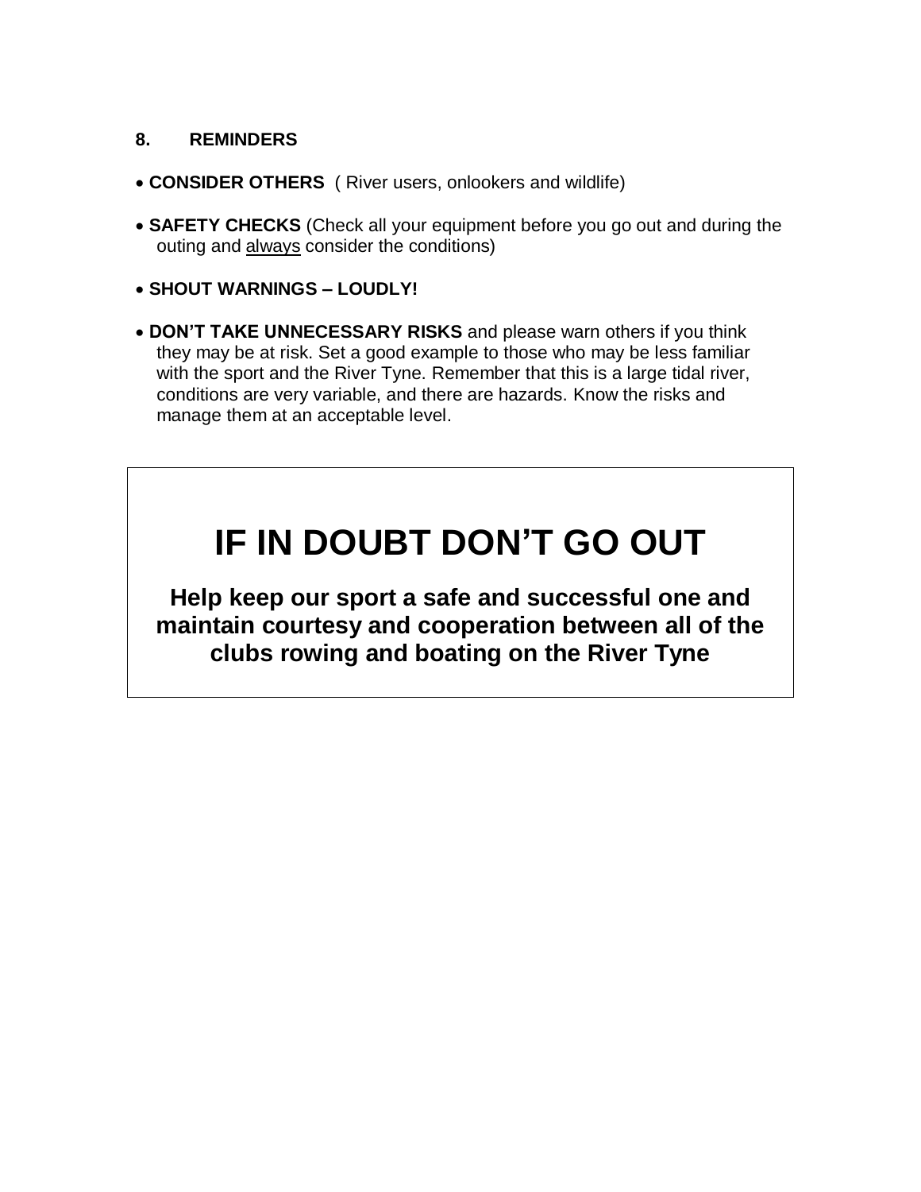## 8. REMINDERS

- **CONSIDER OTHERS** ( River users, onlookers and wildlife)
- **SAFETY CHECKS** (Check all your equipment before you go out and during the outing and always consider the conditions)
- **SHOUT WARNINGS – LOUDLY!**
- **DON'T TAKE UNNECESSARY RISKS** and please warn others if you think they may be at risk. Set a good example to those who may be less familiar with the sport and the River Tyne. Remember that this is a large tidal river, conditions are very variable, and there are hazards. Know the risks and manage them at an acceptable level.

# IF IN DOUBT DON'T GO OUT

**Help keep our sport a safe and successful one and maintain courtesy and cooperation between all of the clubs rowing and boating on the River Tyne**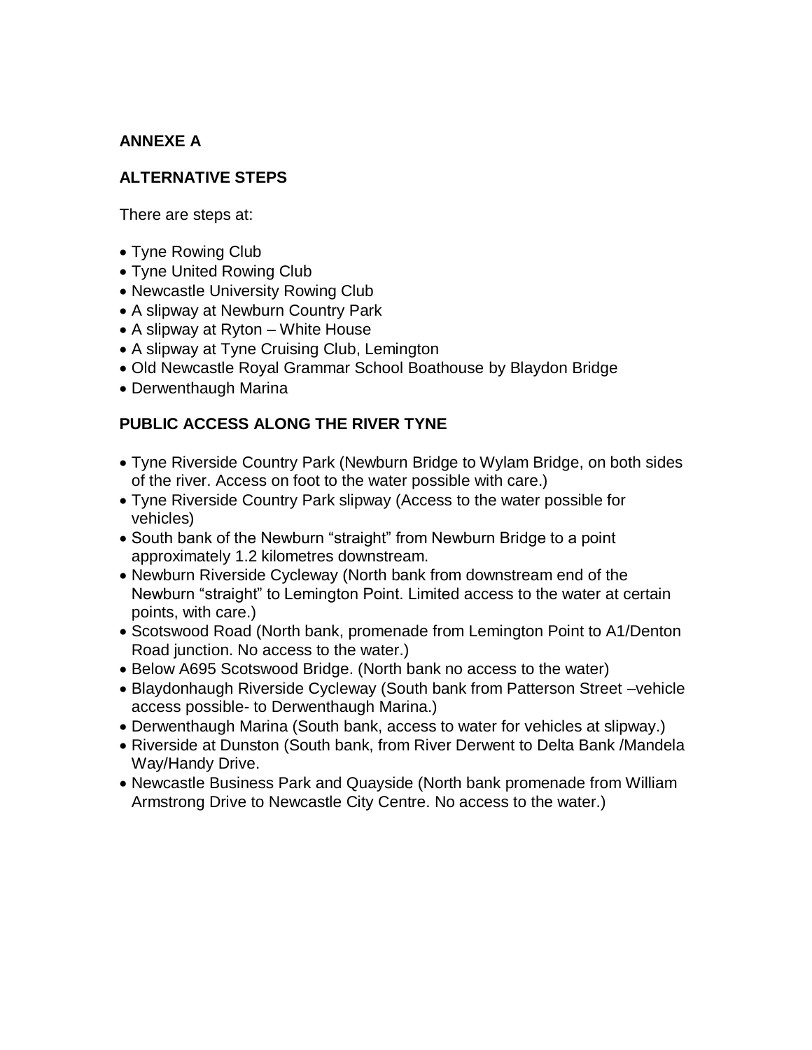## ANNEXE A

### ALTERNATIVE STEPS

There are steps at:

- Tyne Rowing Club
- Tyne United Rowing Club
- Newcastle University Rowing Club
- A slipway at Newburn Country Park
- A slipway at Ryton – White House
- A slipway at Tyne Cruising Club, Lemington
- Old Newcastle Royal Grammar School Boathouse by Blaydon Bridge
- Derwenthaugh Marina

### PUBLIC ACCESS ALONG THE RIVER TYNE

- Tyne Riverside Country Park (Newburn Bridge to Wylam Bridge, on both sides of the river. Access on foot to the water possible with care.)
- Tyne Riverside Country Park slipway (Access to the water possible for vehicles)
- South bank of the Newburn "straight" from Newburn Bridge to a point approximately 1.2 kilometres downstream.
- Newburn Riverside Cycleway (North bank from downstream end of the Newburn "straight" to Lemington Point. Limited access to the water at certain points, with care.)
- Scotswood Road (North bank, promenade from Lemington Point to A1/Denton Road junction. No access to the water.)
- Below A695 Scotswood Bridge. (North bank no access to the water)
- Blaydonhaugh Riverside Cycleway (South bank from Patterson Street –vehicle access possible- to Derwenthaugh Marina.)
- Derwenthaugh Marina (South bank, access to water for vehicles at slipway.)
- Riverside at Dunston (South bank, from River Derwent to Delta Bank /Mandela Way/Handy Drive.
- Newcastle Business Park and Quayside (North bank promenade from William Armstrong Drive to Newcastle City Centre. No access to the water.)